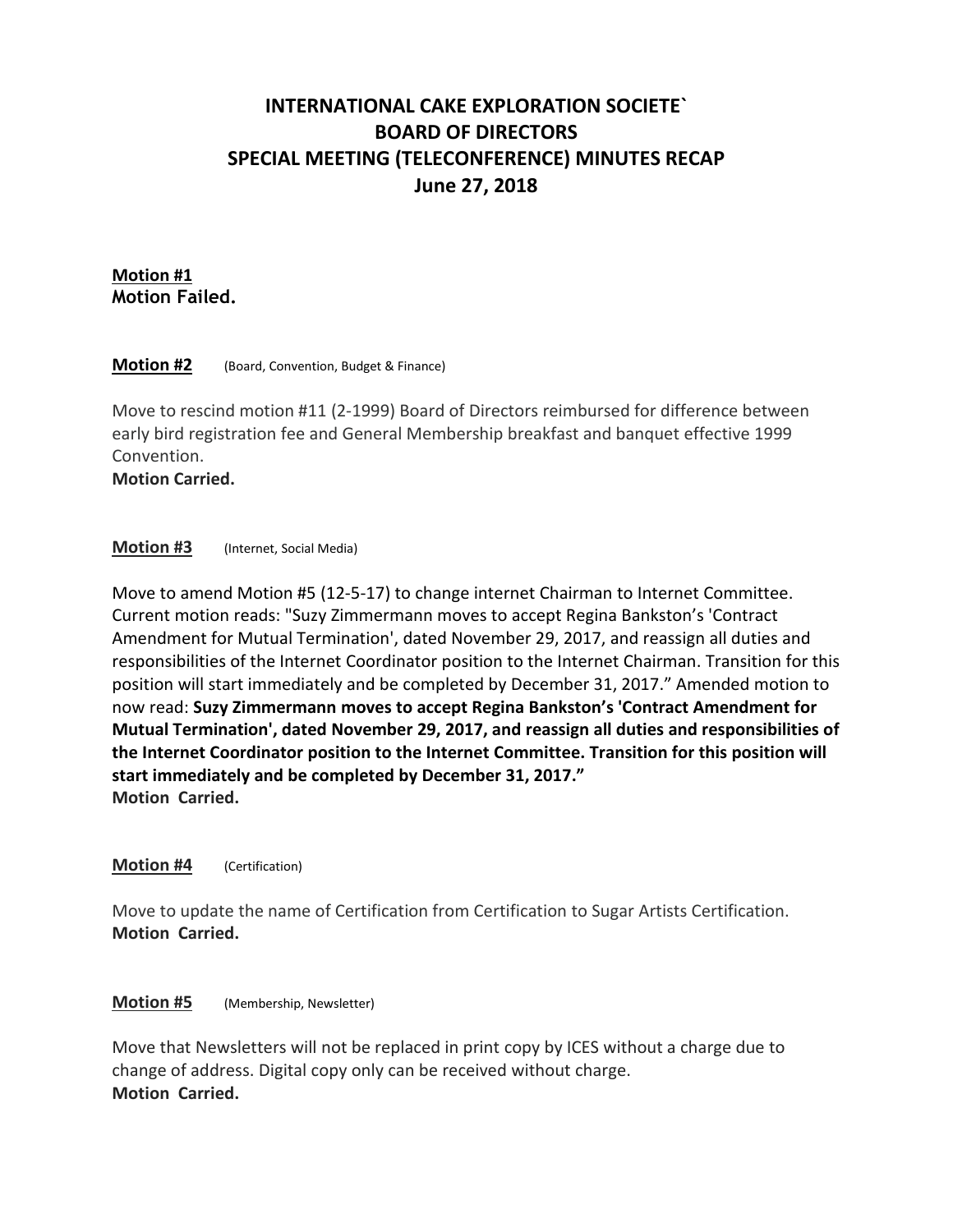# INTERNATIONAL CAKE EXPLORATION SOCIETE`
# BOARD OF DIRECTORS
# SPECIAL MEETING (TELECONFERENCE) MINUTES RECAP
# June 27, 2018

**Motion #1**
**Motion Failed.**

**Motion #2** (Board, Convention, Budget & Finance)

Move to rescind motion #11 (2-1999) Board of Directors reimbursed for difference between early bird registration fee and General Membership breakfast and banquet effective 1999 Convention.
**Motion Carried.**

**Motion #3** (Internet, Social Media)

Move to amend Motion #5 (12-5-17) to change internet Chairman to Internet Committee. Current motion reads: "Suzy Zimmermann moves to accept Regina Bankston's 'Contract Amendment for Mutual Termination', dated November 29, 2017, and reassign all duties and responsibilities of the Internet Coordinator position to the Internet Chairman. Transition for this position will start immediately and be completed by December 31, 2017." Amended motion to now read: **Suzy Zimmermann moves to accept Regina Bankston's 'Contract Amendment for Mutual Termination', dated November 29, 2017, and reassign all duties and responsibilities of the Internet Coordinator position to the Internet Committee. Transition for this position will start immediately and be completed by December 31, 2017."**
**Motion Carried.**

**Motion #4** (Certification)

Move to update the name of Certification from Certification to Sugar Artists Certification.
**Motion Carried.**

**Motion #5** (Membership, Newsletter)

Move that Newsletters will not be replaced in print copy by ICES without a charge due to change of address. Digital copy only can be received without charge.
**Motion Carried.**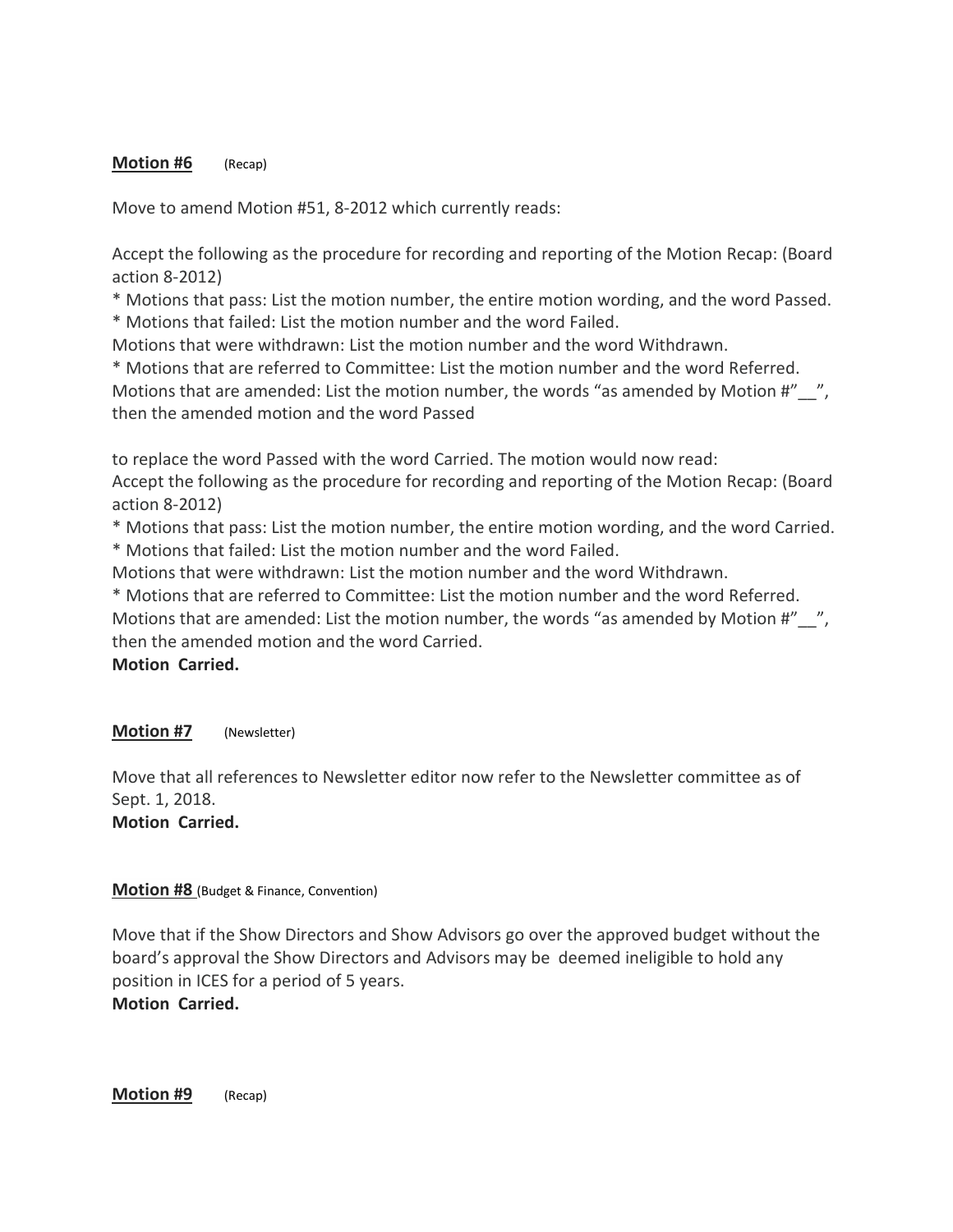**Motion #6** (Recap)

Move to amend Motion #51, 8-2012 which currently reads:

Accept the following as the procedure for recording and reporting of the Motion Recap: (Board action 8-2012)
* Motions that pass: List the motion number, the entire motion wording, and the word Passed.
* Motions that failed: List the motion number and the word Failed.
Motions that were withdrawn: List the motion number and the word Withdrawn.
* Motions that are referred to Committee: List the motion number and the word Referred.
Motions that are amended: List the motion number, the words "as amended by Motion #"__", then the amended motion and the word Passed

to replace the word Passed with the word Carried. The motion would now read:
Accept the following as the procedure for recording and reporting of the Motion Recap: (Board action 8-2012)
* Motions that pass: List the motion number, the entire motion wording, and the word Carried.
* Motions that failed: List the motion number and the word Failed.
Motions that were withdrawn: List the motion number and the word Withdrawn.
* Motions that are referred to Committee: List the motion number and the word Referred.
Motions that are amended: List the motion number, the words "as amended by Motion #"__", then the amended motion and the word Carried.
**Motion Carried.**

**Motion #7** (Newsletter)

Move that all references to Newsletter editor now refer to the Newsletter committee as of Sept. 1, 2018.
**Motion Carried.**

**Motion #8** (Budget & Finance, Convention)

Move that if the Show Directors and Show Advisors go over the approved budget without the board's approval the Show Directors and Advisors may be deemed ineligible to hold any position in ICES for a period of 5 years.
**Motion Carried.**

**Motion #9** (Recap)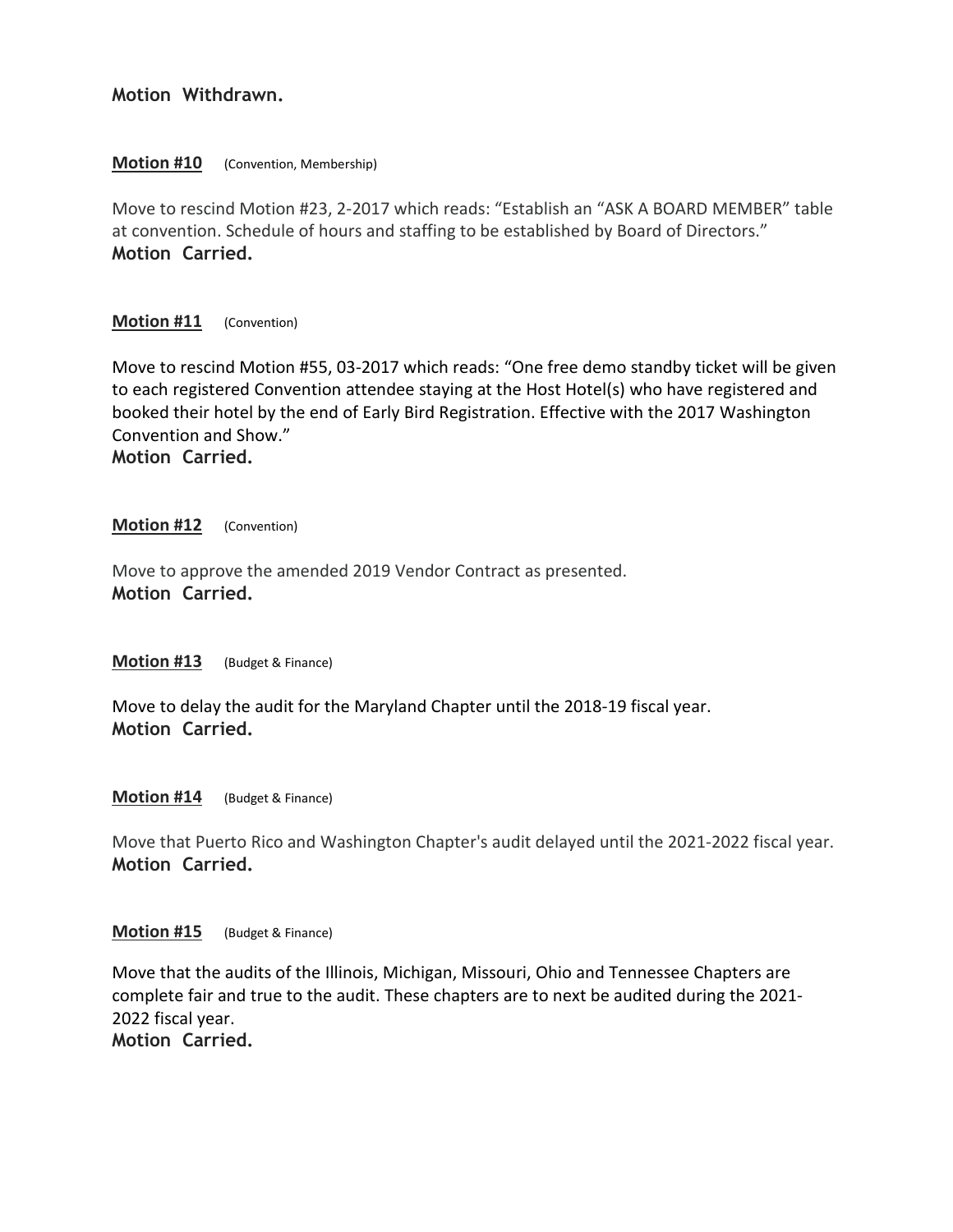**Motion Withdrawn.**

**Motion #10** (Convention, Membership)

Move to rescind Motion #23, 2-2017 which reads: "Establish an "ASK A BOARD MEMBER" table at convention. Schedule of hours and staffing to be established by Board of Directors."
**Motion Carried.**

**Motion #11** (Convention)

Move to rescind Motion #55, 03-2017 which reads: "One free demo standby ticket will be given to each registered Convention attendee staying at the Host Hotel(s) who have registered and booked their hotel by the end of Early Bird Registration. Effective with the 2017 Washington Convention and Show."
**Motion Carried.**

**Motion #12** (Convention)

Move to approve the amended 2019 Vendor Contract as presented.
**Motion Carried.**

**Motion #13** (Budget & Finance)

Move to delay the audit for the Maryland Chapter until the 2018-19 fiscal year.
**Motion Carried.**

**Motion #14** (Budget & Finance)

Move that Puerto Rico and Washington Chapter's audit delayed until the 2021-2022 fiscal year.
**Motion Carried.**

**Motion #15** (Budget & Finance)

Move that the audits of the Illinois, Michigan, Missouri, Ohio and Tennessee Chapters are complete fair and true to the audit. These chapters are to next be audited during the 2021-2022 fiscal year.
**Motion Carried.**